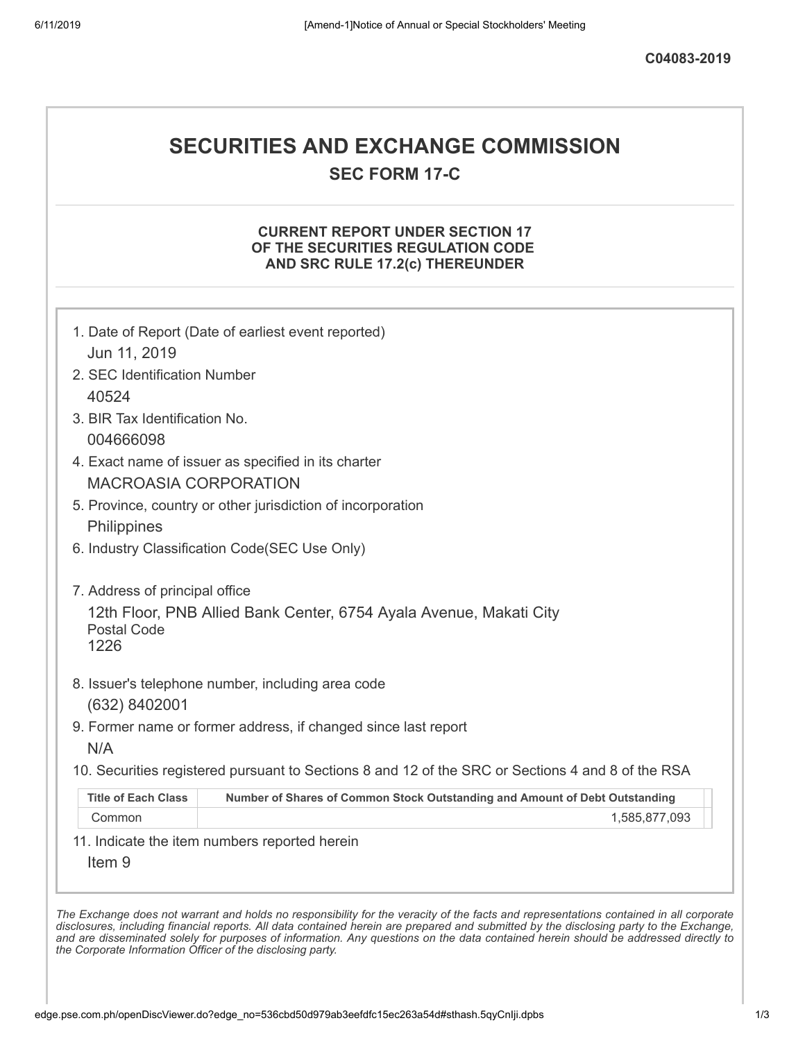C04083-2019

# SECURITIES AND EXCHANGE COMMISSION

## SEC FORM 17-C

### CURRENT REPORT UNDER SECTION 17 OF THE SECURITIES REGULATION CODE AND SRC RULE 17.2(c) THEREUNDER

1. Date of Report (Date of earliest event reported)
   Jun 11, 2019
2. SEC Identification Number
   40524
3. BIR Tax Identification No.
   004666098
4. Exact name of issuer as specified in its charter
   MACROASIA CORPORATION
5. Province, country or other jurisdiction of incorporation
   Philippines
6. Industry Classification Code(SEC Use Only)

7. Address of principal office
   12th Floor, PNB Allied Bank Center, 6754 Ayala Avenue, Makati City
   Postal Code
   1226
8. Issuer's telephone number, including area code
   (632) 8402001
9. Former name or former address, if changed since last report
   N/A
10. Securities registered pursuant to Sections 8 and 12 of the SRC or Sections 4 and 8 of the RSA

| Title of Each Class | Number of Shares of Common Stock Outstanding and Amount of Debt Outstanding |
|---|---|
| Common | 1,585,877,093 |

11. Indicate the item numbers reported herein
    Item 9

*The Exchange does not warrant and holds no responsibility for the veracity of the facts and representations contained in all corporate disclosures, including financial reports. All data contained herein are prepared and submitted by the disclosing party to the Exchange, and are disseminated solely for purposes of information. Any questions on the data contained herein should be addressed directly to the Corporate Information Officer of the disclosing party.*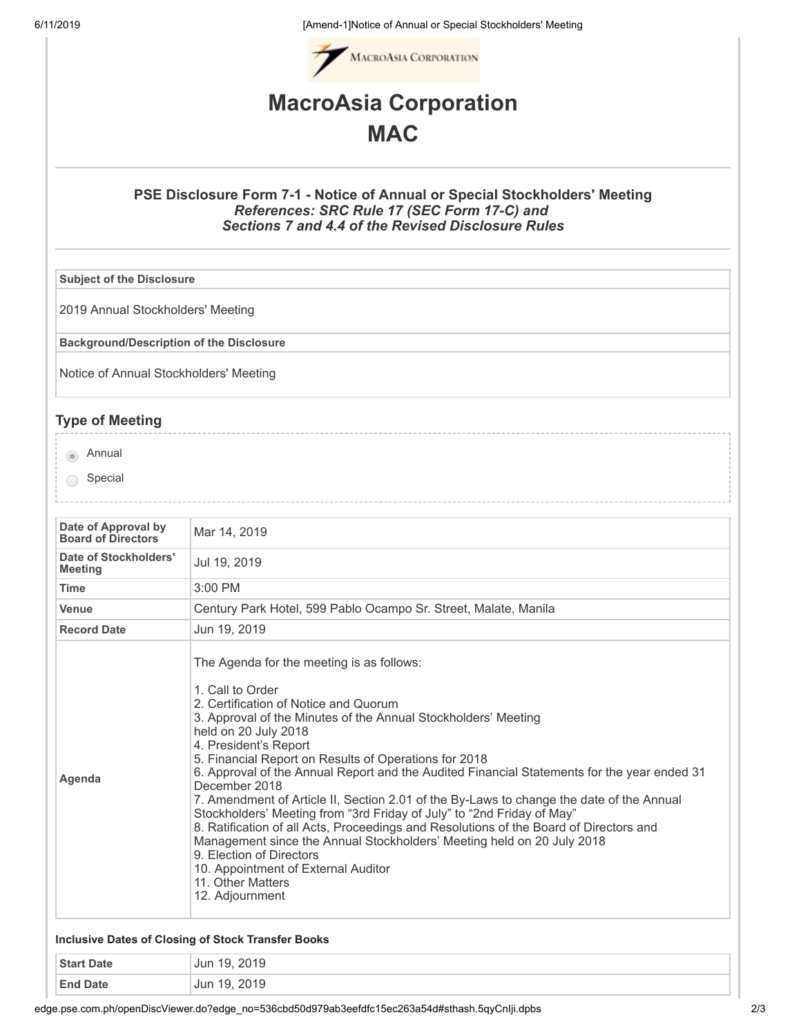# MacroAsia Corporation

# MAC

### PSE Disclosure Form 7-1 - Notice of Annual or Special Stockholders' Meeting

***References: SRC Rule 17 (SEC Form 17-C) and Sections 7 and 4.4 of the Revised Disclosure Rules***

| **Subject of the Disclosure** |
| --- |
| 2019 Annual Stockholders' Meeting |
| **Background/Description of the Disclosure** |
| Notice of Annual Stockholders' Meeting |

## Type of Meeting

- (selected) Annual
- Special

| | |
| --- | --- |
| **Date of Approval by Board of Directors** | Mar 14, 2019 |
| **Date of Stockholders' Meeting** | Jul 19, 2019 |
| **Time** | 3:00 PM |
| **Venue** | Century Park Hotel, 599 Pablo Ocampo Sr. Street, Malate, Manila |
| **Record Date** | Jun 19, 2019 |
| **Agenda** | The Agenda for the meeting is as follows:<br><br>1. Call to Order<br>2. Certification of Notice and Quorum<br>3. Approval of the Minutes of the Annual Stockholders' Meeting held on 20 July 2018<br>4. President's Report<br>5. Financial Report on Results of Operations for 2018<br>6. Approval of the Annual Report and the Audited Financial Statements for the year ended 31 December 2018<br>7. Amendment of Article II, Section 2.01 of the By-Laws to change the date of the Annual Stockholders' Meeting from "3rd Friday of July" to "2nd Friday of May"<br>8. Ratification of all Acts, Proceedings and Resolutions of the Board of Directors and Management since the Annual Stockholders' Meeting held on 20 July 2018<br>9. Election of Directors<br>10. Appointment of External Auditor<br>11. Other Matters<br>12. Adjournment |

**Inclusive Dates of Closing of Stock Transfer Books**

| | |
| --- | --- |
| **Start Date** | Jun 19, 2019 |
| **End Date** | Jun 19, 2019 |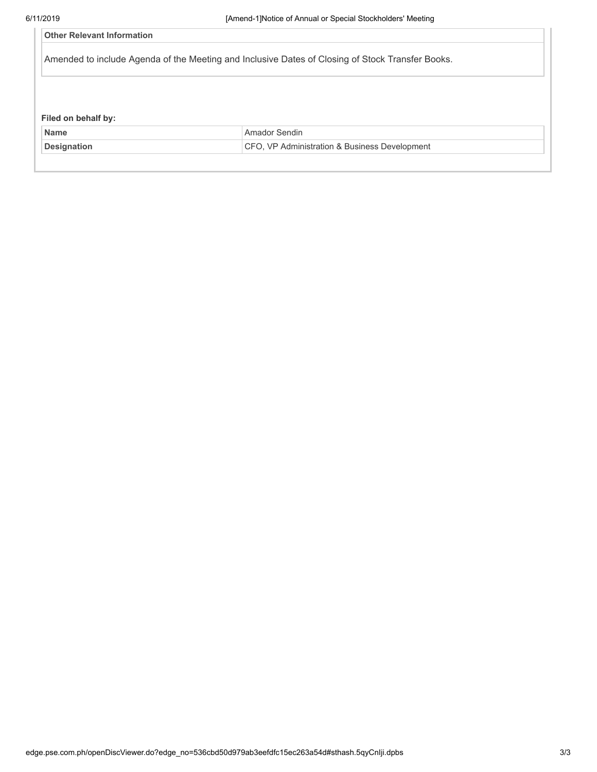**Other Relevant Information**

Amended to include Agenda of the Meeting and Inclusive Dates of Closing of Stock Transfer Books.

**Filed on behalf by:**

| | |
|---|---|
| **Name** | Amador Sendin |
| **Designation** | CFO, VP Administration & Business Development |